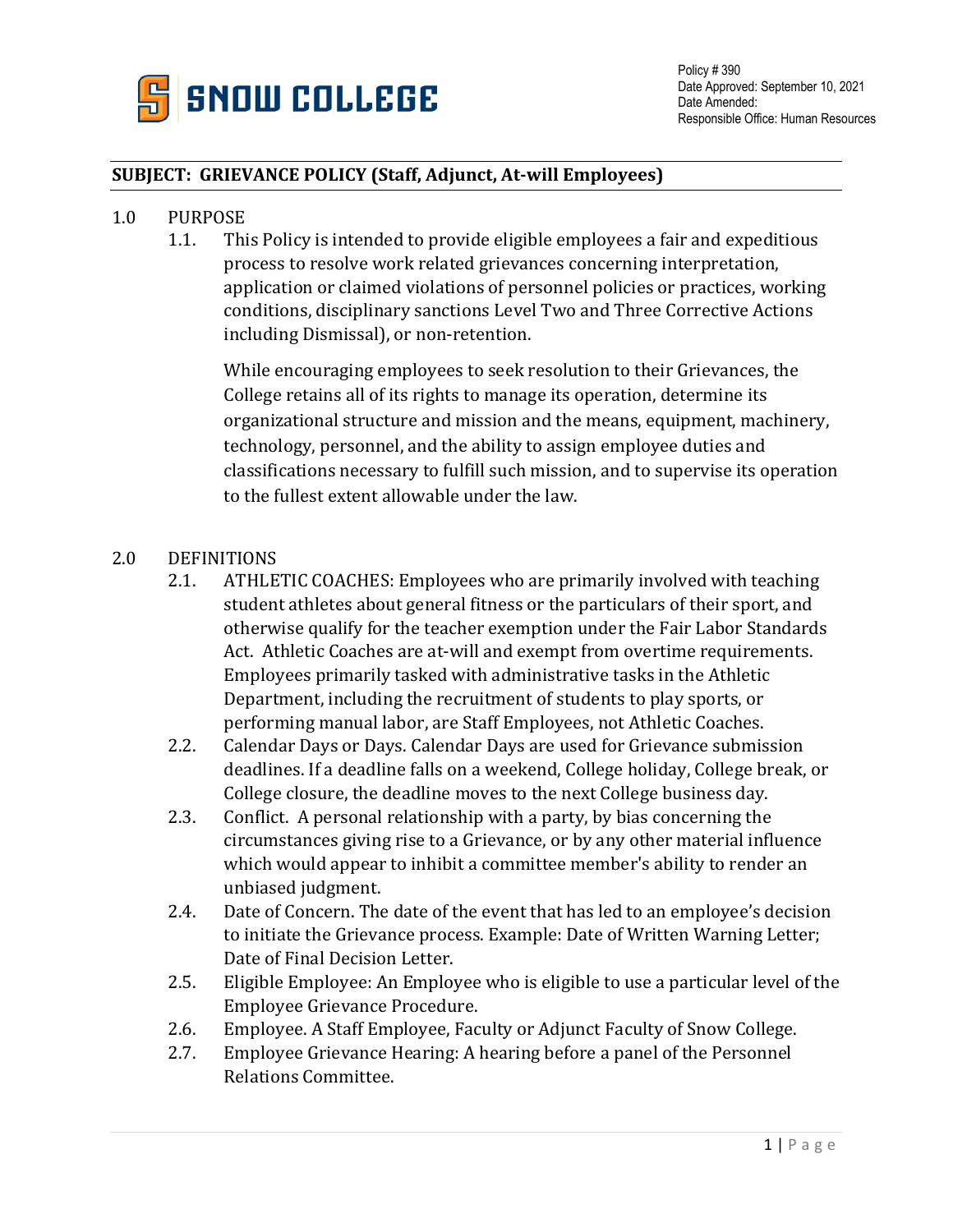**SNOW COLLEGE**

Policy # 390
Date Approved: September 10, 2021
Date Amended:
Responsible Office: Human Resources

## SUBJECT: GRIEVANCE POLICY (Staff, Adjunct, At-will Employees)

1.0 PURPOSE

1.1. This Policy is intended to provide eligible employees a fair and expeditious process to resolve work related grievances concerning interpretation, application or claimed violations of personnel policies or practices, working conditions, disciplinary sanctions Level Two and Three Corrective Actions including Dismissal), or non-retention.

While encouraging employees to seek resolution to their Grievances, the College retains all of its rights to manage its operation, determine its organizational structure and mission and the means, equipment, machinery, technology, personnel, and the ability to assign employee duties and classifications necessary to fulfill such mission, and to supervise its operation to the fullest extent allowable under the law.

2.0 DEFINITIONS

2.1. ATHLETIC COACHES: Employees who are primarily involved with teaching student athletes about general fitness or the particulars of their sport, and otherwise qualify for the teacher exemption under the Fair Labor Standards Act. Athletic Coaches are at-will and exempt from overtime requirements. Employees primarily tasked with administrative tasks in the Athletic Department, including the recruitment of students to play sports, or performing manual labor, are Staff Employees, not Athletic Coaches.

2.2. Calendar Days or Days. Calendar Days are used for Grievance submission deadlines. If a deadline falls on a weekend, College holiday, College break, or College closure, the deadline moves to the next College business day.

2.3. Conflict. A personal relationship with a party, by bias concerning the circumstances giving rise to a Grievance, or by any other material influence which would appear to inhibit a committee member's ability to render an unbiased judgment.

2.4. Date of Concern. The date of the event that has led to an employee's decision to initiate the Grievance process. Example: Date of Written Warning Letter; Date of Final Decision Letter.

2.5. Eligible Employee: An Employee who is eligible to use a particular level of the Employee Grievance Procedure.

2.6. Employee. A Staff Employee, Faculty or Adjunct Faculty of Snow College.

2.7. Employee Grievance Hearing: A hearing before a panel of the Personnel Relations Committee.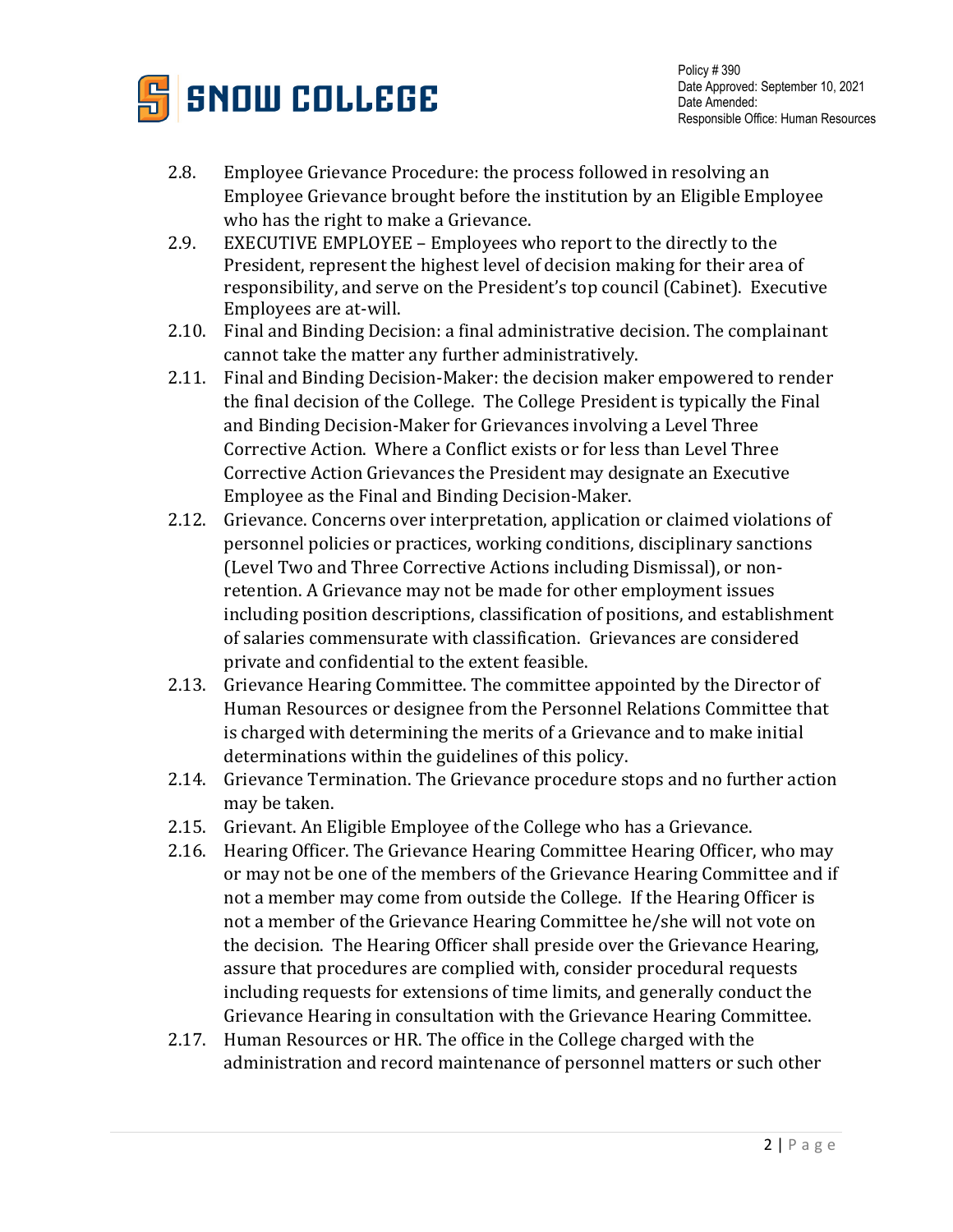2.8. Employee Grievance Procedure: the process followed in resolving an Employee Grievance brought before the institution by an Eligible Employee who has the right to make a Grievance.

2.9. EXECUTIVE EMPLOYEE – Employees who report to the directly to the President, represent the highest level of decision making for their area of responsibility, and serve on the President's top council (Cabinet). Executive Employees are at-will.

2.10. Final and Binding Decision: a final administrative decision. The complainant cannot take the matter any further administratively.

2.11. Final and Binding Decision-Maker: the decision maker empowered to render the final decision of the College. The College President is typically the Final and Binding Decision-Maker for Grievances involving a Level Three Corrective Action. Where a Conflict exists or for less than Level Three Corrective Action Grievances the President may designate an Executive Employee as the Final and Binding Decision-Maker.

2.12. Grievance. Concerns over interpretation, application or claimed violations of personnel policies or practices, working conditions, disciplinary sanctions (Level Two and Three Corrective Actions including Dismissal), or non-retention. A Grievance may not be made for other employment issues including position descriptions, classification of positions, and establishment of salaries commensurate with classification. Grievances are considered private and confidential to the extent feasible.

2.13. Grievance Hearing Committee. The committee appointed by the Director of Human Resources or designee from the Personnel Relations Committee that is charged with determining the merits of a Grievance and to make initial determinations within the guidelines of this policy.

2.14. Grievance Termination. The Grievance procedure stops and no further action may be taken.

2.15. Grievant. An Eligible Employee of the College who has a Grievance.

2.16. Hearing Officer. The Grievance Hearing Committee Hearing Officer, who may or may not be one of the members of the Grievance Hearing Committee and if not a member may come from outside the College. If the Hearing Officer is not a member of the Grievance Hearing Committee he/she will not vote on the decision. The Hearing Officer shall preside over the Grievance Hearing, assure that procedures are complied with, consider procedural requests including requests for extensions of time limits, and generally conduct the Grievance Hearing in consultation with the Grievance Hearing Committee.

2.17. Human Resources or HR. The office in the College charged with the administration and record maintenance of personnel matters or such other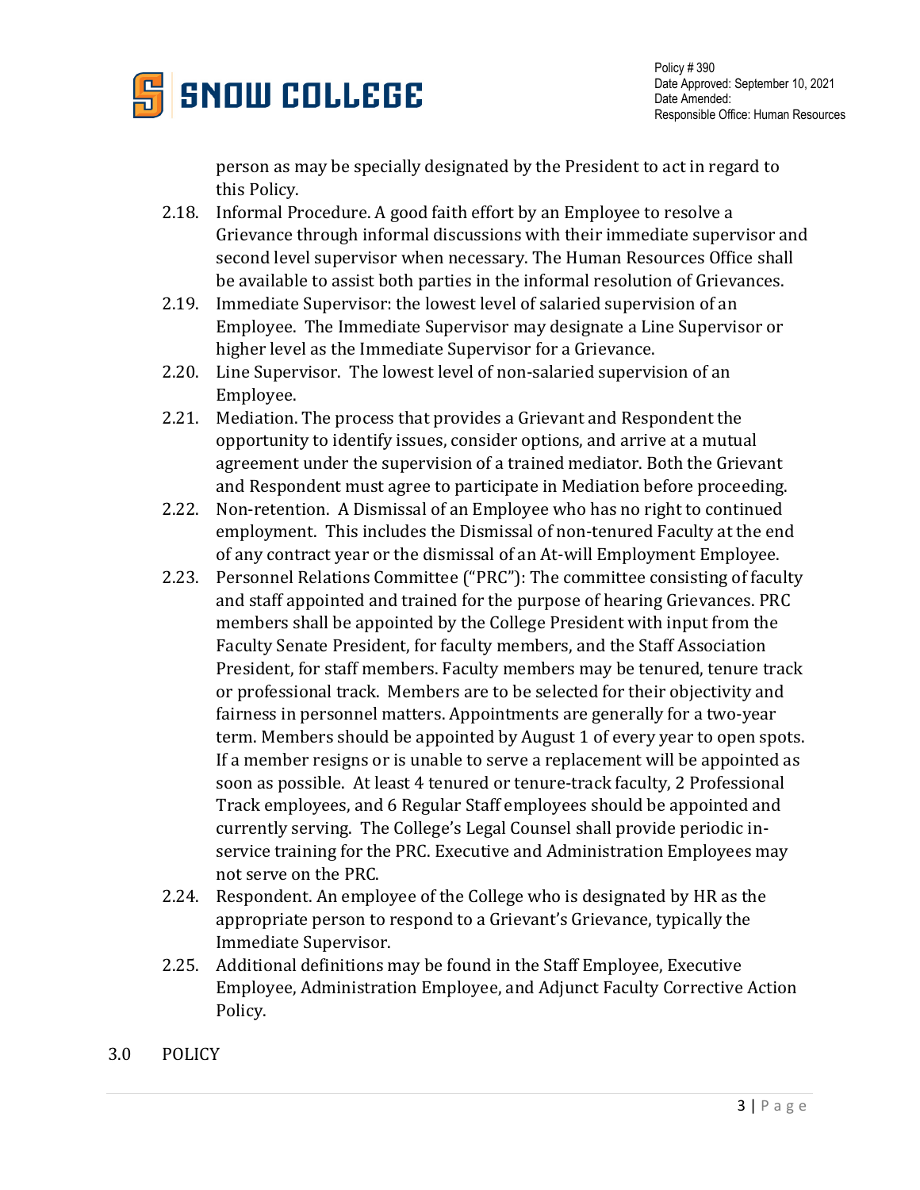person as may be specially designated by the President to act in regard to this Policy.

2.18. Informal Procedure. A good faith effort by an Employee to resolve a Grievance through informal discussions with their immediate supervisor and second level supervisor when necessary. The Human Resources Office shall be available to assist both parties in the informal resolution of Grievances.

2.19. Immediate Supervisor: the lowest level of salaried supervision of an Employee. The Immediate Supervisor may designate a Line Supervisor or higher level as the Immediate Supervisor for a Grievance.

2.20. Line Supervisor. The lowest level of non-salaried supervision of an Employee.

2.21. Mediation. The process that provides a Grievant and Respondent the opportunity to identify issues, consider options, and arrive at a mutual agreement under the supervision of a trained mediator. Both the Grievant and Respondent must agree to participate in Mediation before proceeding.

2.22. Non-retention. A Dismissal of an Employee who has no right to continued employment. This includes the Dismissal of non-tenured Faculty at the end of any contract year or the dismissal of an At-will Employment Employee.

2.23. Personnel Relations Committee ("PRC"): The committee consisting of faculty and staff appointed and trained for the purpose of hearing Grievances. PRC members shall be appointed by the College President with input from the Faculty Senate President, for faculty members, and the Staff Association President, for staff members. Faculty members may be tenured, tenure track or professional track. Members are to be selected for their objectivity and fairness in personnel matters. Appointments are generally for a two-year term. Members should be appointed by August 1 of every year to open spots. If a member resigns or is unable to serve a replacement will be appointed as soon as possible. At least 4 tenured or tenure-track faculty, 2 Professional Track employees, and 6 Regular Staff employees should be appointed and currently serving. The College's Legal Counsel shall provide periodic in-service training for the PRC. Executive and Administration Employees may not serve on the PRC.

2.24. Respondent. An employee of the College who is designated by HR as the appropriate person to respond to a Grievant's Grievance, typically the Immediate Supervisor.

2.25. Additional definitions may be found in the Staff Employee, Executive Employee, Administration Employee, and Adjunct Faculty Corrective Action Policy.

## 3.0 POLICY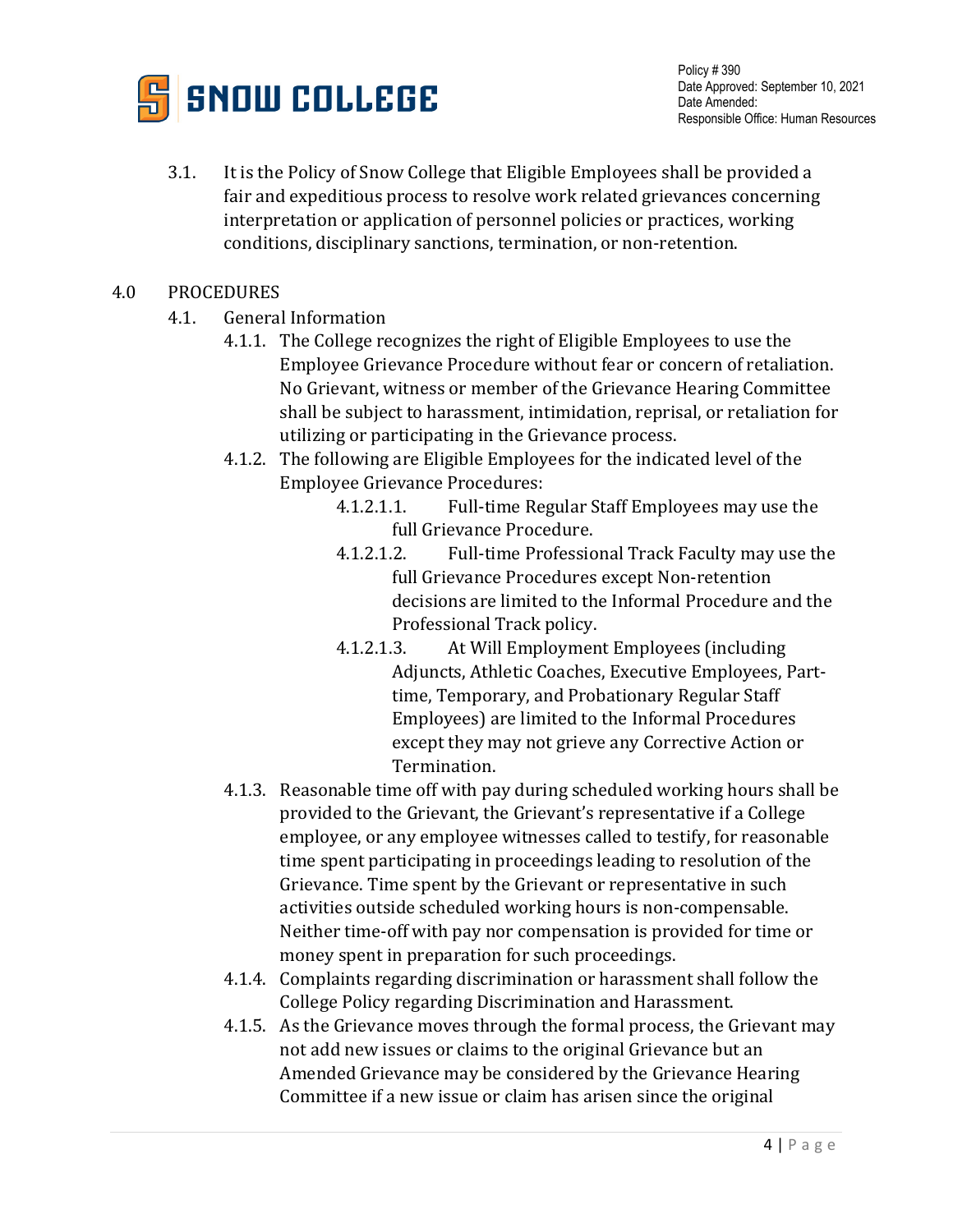3.1. It is the Policy of Snow College that Eligible Employees shall be provided a fair and expeditious process to resolve work related grievances concerning interpretation or application of personnel policies or practices, working conditions, disciplinary sanctions, termination, or non-retention.

## 4.0 PROCEDURES

4.1. General Information

4.1.1. The College recognizes the right of Eligible Employees to use the Employee Grievance Procedure without fear or concern of retaliation. No Grievant, witness or member of the Grievance Hearing Committee shall be subject to harassment, intimidation, reprisal, or retaliation for utilizing or participating in the Grievance process.

4.1.2. The following are Eligible Employees for the indicated level of the Employee Grievance Procedures:

4.1.2.1.1. Full-time Regular Staff Employees may use the full Grievance Procedure.

4.1.2.1.2. Full-time Professional Track Faculty may use the full Grievance Procedures except Non-retention decisions are limited to the Informal Procedure and the Professional Track policy.

4.1.2.1.3. At Will Employment Employees (including Adjuncts, Athletic Coaches, Executive Employees, Part-time, Temporary, and Probationary Regular Staff Employees) are limited to the Informal Procedures except they may not grieve any Corrective Action or Termination.

4.1.3. Reasonable time off with pay during scheduled working hours shall be provided to the Grievant, the Grievant's representative if a College employee, or any employee witnesses called to testify, for reasonable time spent participating in proceedings leading to resolution of the Grievance. Time spent by the Grievant or representative in such activities outside scheduled working hours is non-compensable. Neither time-off with pay nor compensation is provided for time or money spent in preparation for such proceedings.

4.1.4. Complaints regarding discrimination or harassment shall follow the College Policy regarding Discrimination and Harassment.

4.1.5. As the Grievance moves through the formal process, the Grievant may not add new issues or claims to the original Grievance but an Amended Grievance may be considered by the Grievance Hearing Committee if a new issue or claim has arisen since the original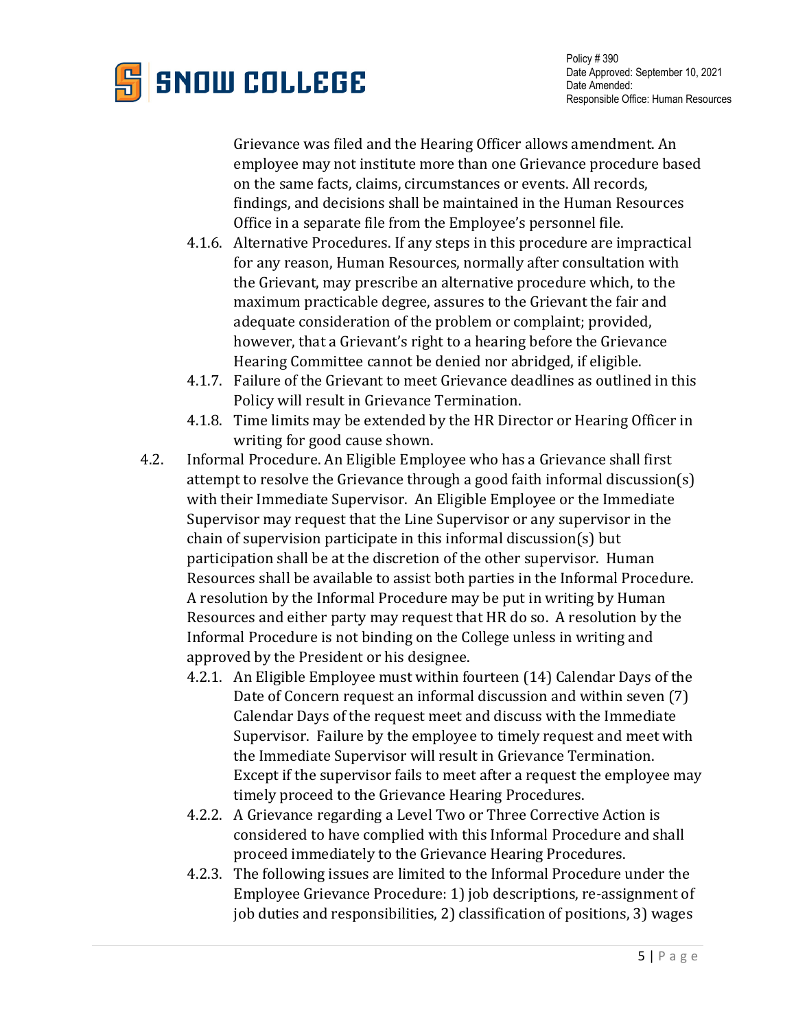Grievance was filed and the Hearing Officer allows amendment. An employee may not institute more than one Grievance procedure based on the same facts, claims, circumstances or events. All records, findings, and decisions shall be maintained in the Human Resources Office in a separate file from the Employee's personnel file.

- 4.1.6. Alternative Procedures. If any steps in this procedure are impractical for any reason, Human Resources, normally after consultation with the Grievant, may prescribe an alternative procedure which, to the maximum practicable degree, assures to the Grievant the fair and adequate consideration of the problem or complaint; provided, however, that a Grievant's right to a hearing before the Grievance Hearing Committee cannot be denied nor abridged, if eligible.
- 4.1.7. Failure of the Grievant to meet Grievance deadlines as outlined in this Policy will result in Grievance Termination.
- 4.1.8. Time limits may be extended by the HR Director or Hearing Officer in writing for good cause shown.

4.2. Informal Procedure. An Eligible Employee who has a Grievance shall first attempt to resolve the Grievance through a good faith informal discussion(s) with their Immediate Supervisor. An Eligible Employee or the Immediate Supervisor may request that the Line Supervisor or any supervisor in the chain of supervision participate in this informal discussion(s) but participation shall be at the discretion of the other supervisor. Human Resources shall be available to assist both parties in the Informal Procedure. A resolution by the Informal Procedure may be put in writing by Human Resources and either party may request that HR do so. A resolution by the Informal Procedure is not binding on the College unless in writing and approved by the President or his designee.

- 4.2.1. An Eligible Employee must within fourteen (14) Calendar Days of the Date of Concern request an informal discussion and within seven (7) Calendar Days of the request meet and discuss with the Immediate Supervisor. Failure by the employee to timely request and meet with the Immediate Supervisor will result in Grievance Termination. Except if the supervisor fails to meet after a request the employee may timely proceed to the Grievance Hearing Procedures.
- 4.2.2. A Grievance regarding a Level Two or Three Corrective Action is considered to have complied with this Informal Procedure and shall proceed immediately to the Grievance Hearing Procedures.
- 4.2.3. The following issues are limited to the Informal Procedure under the Employee Grievance Procedure: 1) job descriptions, re-assignment of job duties and responsibilities, 2) classification of positions, 3) wages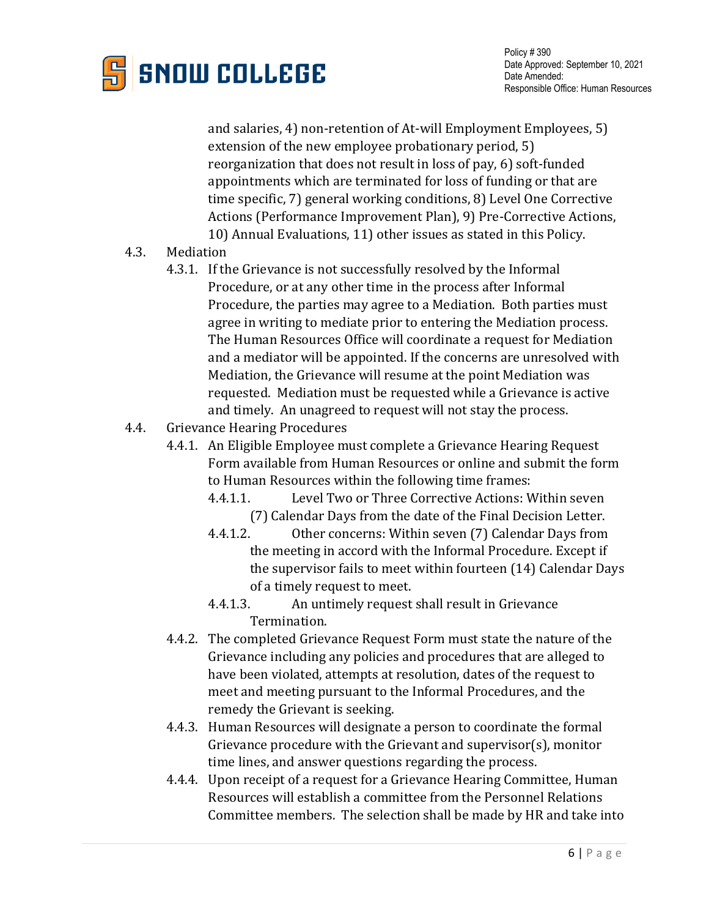and salaries, 4) non-retention of At-will Employment Employees, 5) extension of the new employee probationary period, 5) reorganization that does not result in loss of pay, 6) soft-funded appointments which are terminated for loss of funding or that are time specific, 7) general working conditions, 8) Level One Corrective Actions (Performance Improvement Plan), 9) Pre-Corrective Actions, 10) Annual Evaluations, 11) other issues as stated in this Policy.

4.3. Mediation

4.3.1. If the Grievance is not successfully resolved by the Informal Procedure, or at any other time in the process after Informal Procedure, the parties may agree to a Mediation. Both parties must agree in writing to mediate prior to entering the Mediation process. The Human Resources Office will coordinate a request for Mediation and a mediator will be appointed. If the concerns are unresolved with Mediation, the Grievance will resume at the point Mediation was requested. Mediation must be requested while a Grievance is active and timely. An unagreed to request will not stay the process.

4.4. Grievance Hearing Procedures

4.4.1. An Eligible Employee must complete a Grievance Hearing Request Form available from Human Resources or online and submit the form to Human Resources within the following time frames:

4.4.1.1. Level Two or Three Corrective Actions: Within seven (7) Calendar Days from the date of the Final Decision Letter.

4.4.1.2. Other concerns: Within seven (7) Calendar Days from the meeting in accord with the Informal Procedure. Except if the supervisor fails to meet within fourteen (14) Calendar Days of a timely request to meet.

4.4.1.3. An untimely request shall result in Grievance Termination.

4.4.2. The completed Grievance Request Form must state the nature of the Grievance including any policies and procedures that are alleged to have been violated, attempts at resolution, dates of the request to meet and meeting pursuant to the Informal Procedures, and the remedy the Grievant is seeking.

4.4.3. Human Resources will designate a person to coordinate the formal Grievance procedure with the Grievant and supervisor(s), monitor time lines, and answer questions regarding the process.

4.4.4. Upon receipt of a request for a Grievance Hearing Committee, Human Resources will establish a committee from the Personnel Relations Committee members. The selection shall be made by HR and take into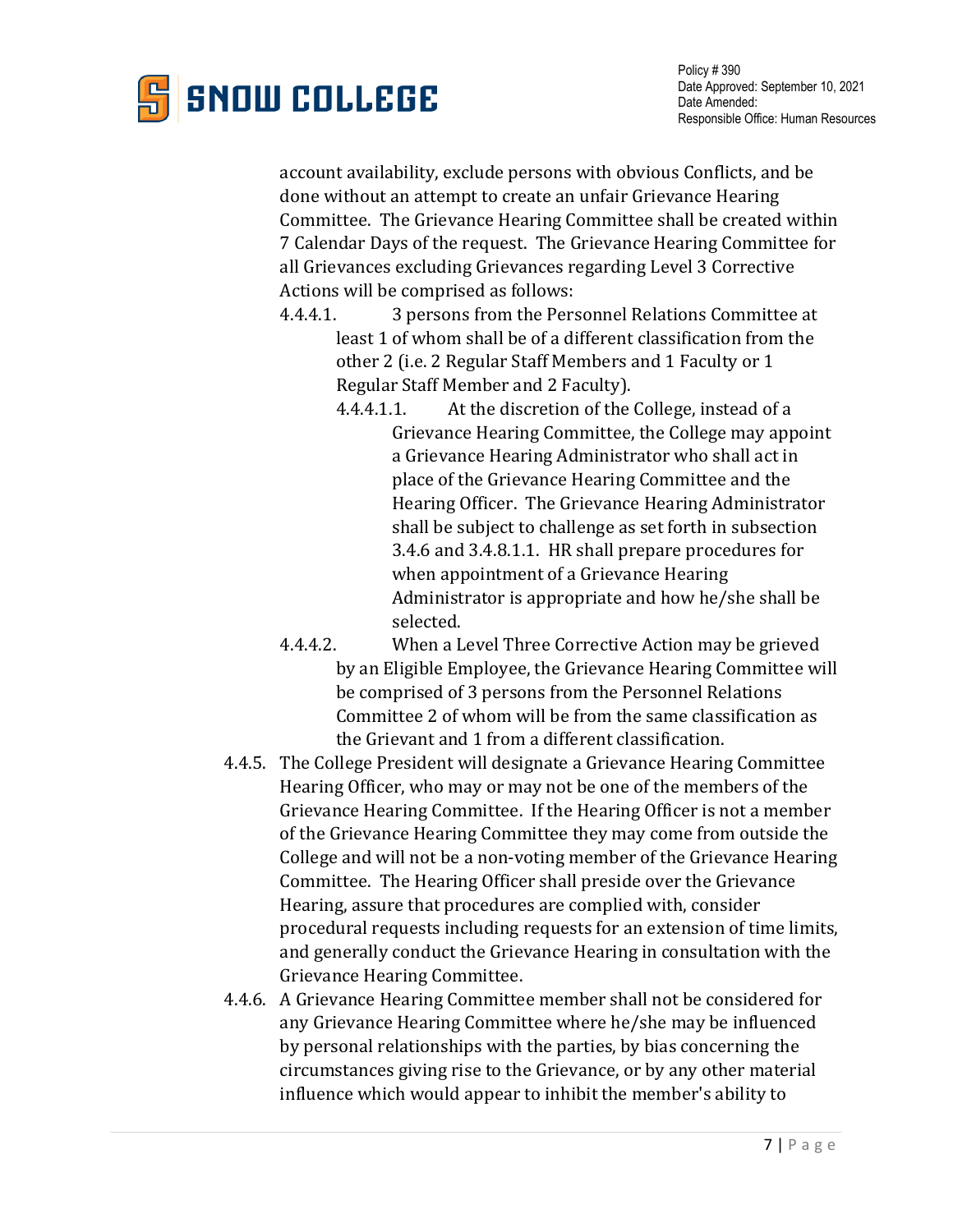account availability, exclude persons with obvious Conflicts, and be done without an attempt to create an unfair Grievance Hearing Committee. The Grievance Hearing Committee shall be created within 7 Calendar Days of the request. The Grievance Hearing Committee for all Grievances excluding Grievances regarding Level 3 Corrective Actions will be comprised as follows:

4.4.4.1. 3 persons from the Personnel Relations Committee at least 1 of whom shall be of a different classification from the other 2 (i.e. 2 Regular Staff Members and 1 Faculty or 1 Regular Staff Member and 2 Faculty).

4.4.4.1.1. At the discretion of the College, instead of a Grievance Hearing Committee, the College may appoint a Grievance Hearing Administrator who shall act in place of the Grievance Hearing Committee and the Hearing Officer. The Grievance Hearing Administrator shall be subject to challenge as set forth in subsection 3.4.6 and 3.4.8.1.1. HR shall prepare procedures for when appointment of a Grievance Hearing Administrator is appropriate and how he/she shall be selected.

4.4.4.2. When a Level Three Corrective Action may be grieved by an Eligible Employee, the Grievance Hearing Committee will be comprised of 3 persons from the Personnel Relations Committee 2 of whom will be from the same classification as the Grievant and 1 from a different classification.

4.4.5. The College President will designate a Grievance Hearing Committee Hearing Officer, who may or may not be one of the members of the Grievance Hearing Committee. If the Hearing Officer is not a member of the Grievance Hearing Committee they may come from outside the College and will not be a non-voting member of the Grievance Hearing Committee. The Hearing Officer shall preside over the Grievance Hearing, assure that procedures are complied with, consider procedural requests including requests for an extension of time limits, and generally conduct the Grievance Hearing in consultation with the Grievance Hearing Committee.

4.4.6. A Grievance Hearing Committee member shall not be considered for any Grievance Hearing Committee where he/she may be influenced by personal relationships with the parties, by bias concerning the circumstances giving rise to the Grievance, or by any other material influence which would appear to inhibit the member's ability to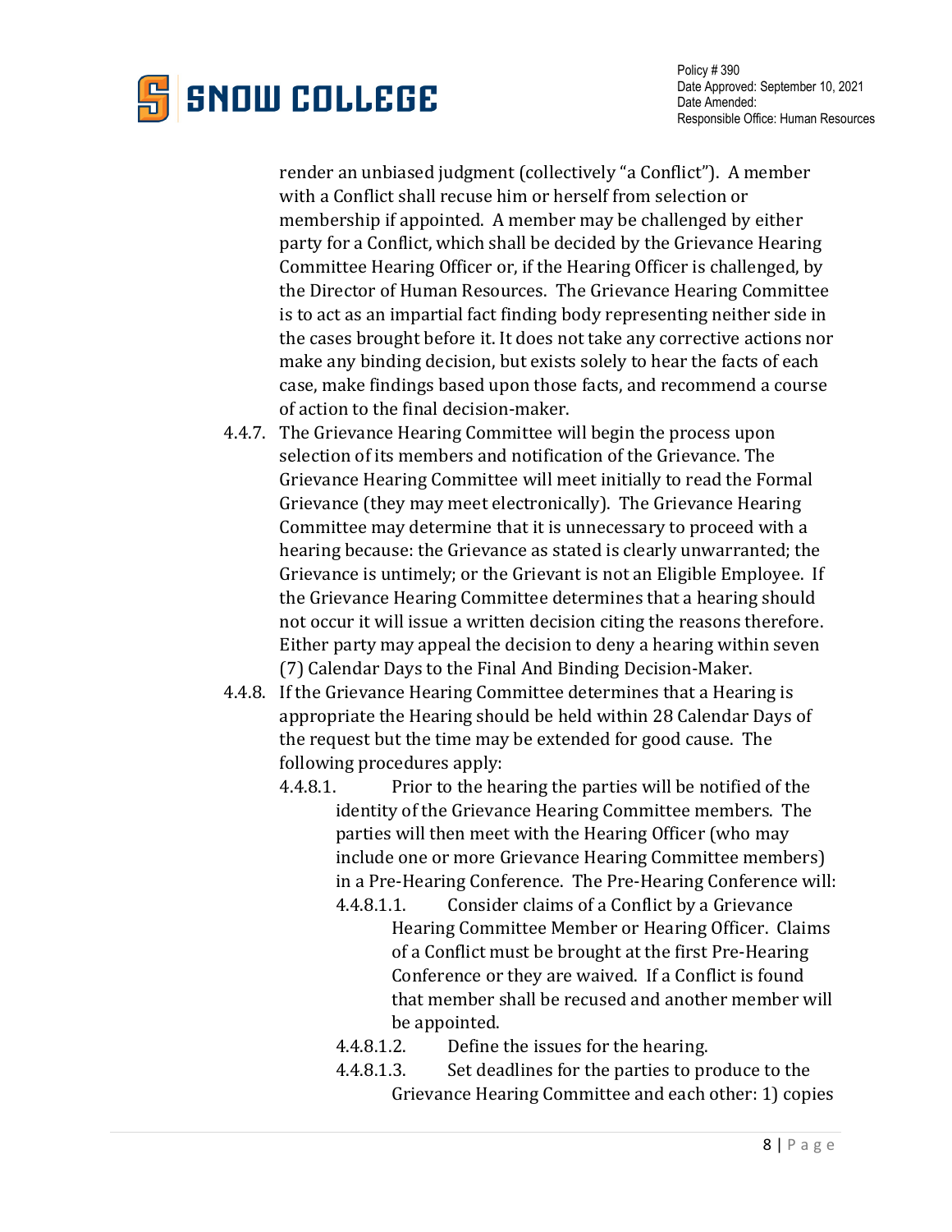render an unbiased judgment (collectively "a Conflict"). A member with a Conflict shall recuse him or herself from selection or membership if appointed. A member may be challenged by either party for a Conflict, which shall be decided by the Grievance Hearing Committee Hearing Officer or, if the Hearing Officer is challenged, by the Director of Human Resources. The Grievance Hearing Committee is to act as an impartial fact finding body representing neither side in the cases brought before it. It does not take any corrective actions nor make any binding decision, but exists solely to hear the facts of each case, make findings based upon those facts, and recommend a course of action to the final decision-maker.

4.4.7. The Grievance Hearing Committee will begin the process upon selection of its members and notification of the Grievance. The Grievance Hearing Committee will meet initially to read the Formal Grievance (they may meet electronically). The Grievance Hearing Committee may determine that it is unnecessary to proceed with a hearing because: the Grievance as stated is clearly unwarranted; the Grievance is untimely; or the Grievant is not an Eligible Employee. If the Grievance Hearing Committee determines that a hearing should not occur it will issue a written decision citing the reasons therefore. Either party may appeal the decision to deny a hearing within seven (7) Calendar Days to the Final And Binding Decision-Maker.

4.4.8. If the Grievance Hearing Committee determines that a Hearing is appropriate the Hearing should be held within 28 Calendar Days of the request but the time may be extended for good cause. The following procedures apply:

4.4.8.1. Prior to the hearing the parties will be notified of the identity of the Grievance Hearing Committee members. The parties will then meet with the Hearing Officer (who may include one or more Grievance Hearing Committee members) in a Pre-Hearing Conference. The Pre-Hearing Conference will:

4.4.8.1.1. Consider claims of a Conflict by a Grievance Hearing Committee Member or Hearing Officer. Claims of a Conflict must be brought at the first Pre-Hearing Conference or they are waived. If a Conflict is found that member shall be recused and another member will be appointed.

4.4.8.1.2. Define the issues for the hearing.

4.4.8.1.3. Set deadlines for the parties to produce to the Grievance Hearing Committee and each other: 1) copies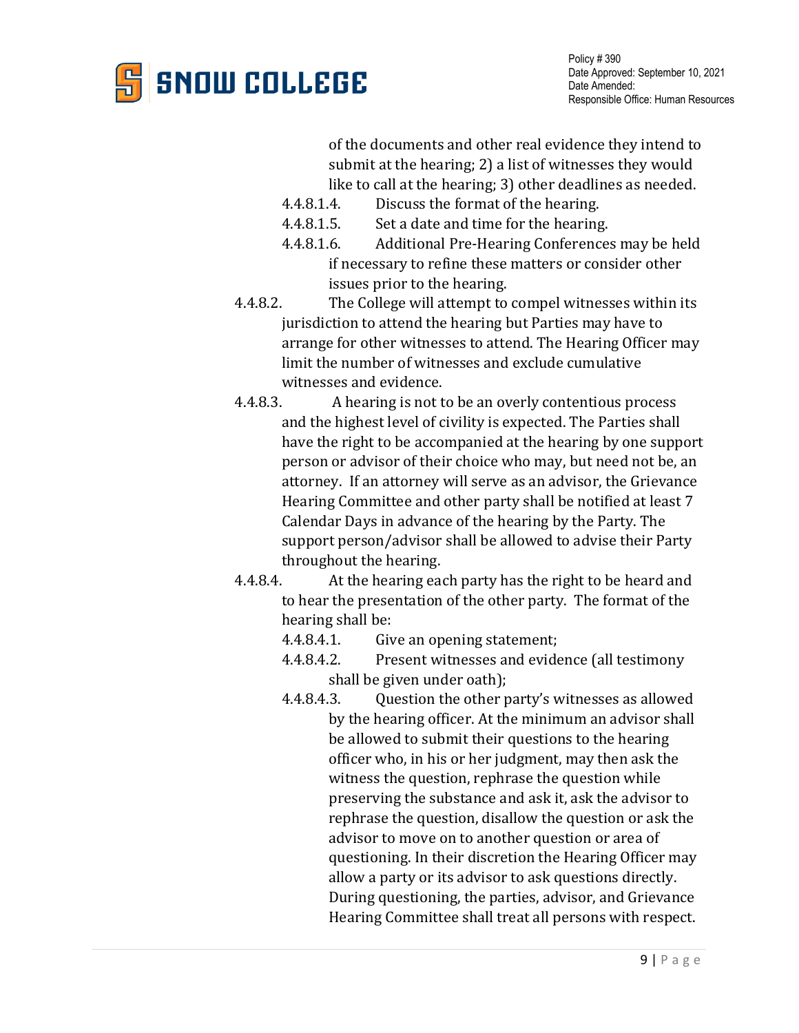of the documents and other real evidence they intend to submit at the hearing; 2) a list of witnesses they would like to call at the hearing; 3) other deadlines as needed.

4.4.8.1.4. Discuss the format of the hearing.

4.4.8.1.5. Set a date and time for the hearing.

4.4.8.1.6. Additional Pre-Hearing Conferences may be held if necessary to refine these matters or consider other issues prior to the hearing.

4.4.8.2. The College will attempt to compel witnesses within its jurisdiction to attend the hearing but Parties may have to arrange for other witnesses to attend. The Hearing Officer may limit the number of witnesses and exclude cumulative witnesses and evidence.

4.4.8.3. A hearing is not to be an overly contentious process and the highest level of civility is expected. The Parties shall have the right to be accompanied at the hearing by one support person or advisor of their choice who may, but need not be, an attorney. If an attorney will serve as an advisor, the Grievance Hearing Committee and other party shall be notified at least 7 Calendar Days in advance of the hearing by the Party. The support person/advisor shall be allowed to advise their Party throughout the hearing.

4.4.8.4. At the hearing each party has the right to be heard and to hear the presentation of the other party. The format of the hearing shall be:

4.4.8.4.1. Give an opening statement;

4.4.8.4.2. Present witnesses and evidence (all testimony shall be given under oath);

4.4.8.4.3. Question the other party's witnesses as allowed by the hearing officer. At the minimum an advisor shall be allowed to submit their questions to the hearing officer who, in his or her judgment, may then ask the witness the question, rephrase the question while preserving the substance and ask it, ask the advisor to rephrase the question, disallow the question or ask the advisor to move on to another question or area of questioning. In their discretion the Hearing Officer may allow a party or its advisor to ask questions directly. During questioning, the parties, advisor, and Grievance Hearing Committee shall treat all persons with respect.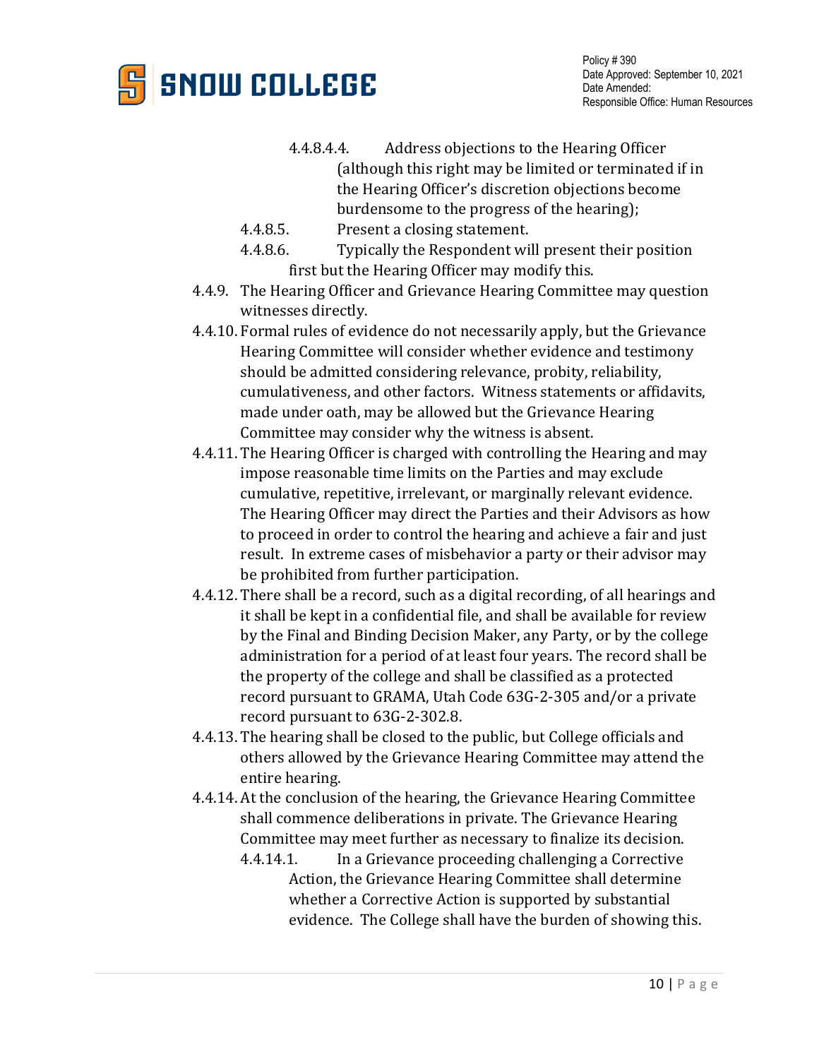4.4.8.4.4. Address objections to the Hearing Officer (although this right may be limited or terminated if in the Hearing Officer's discretion objections become burdensome to the progress of the hearing);

4.4.8.5. Present a closing statement.

4.4.8.6. Typically the Respondent will present their position first but the Hearing Officer may modify this.

4.4.9. The Hearing Officer and Grievance Hearing Committee may question witnesses directly.

4.4.10. Formal rules of evidence do not necessarily apply, but the Grievance Hearing Committee will consider whether evidence and testimony should be admitted considering relevance, probity, reliability, cumulativeness, and other factors. Witness statements or affidavits, made under oath, may be allowed but the Grievance Hearing Committee may consider why the witness is absent.

4.4.11. The Hearing Officer is charged with controlling the Hearing and may impose reasonable time limits on the Parties and may exclude cumulative, repetitive, irrelevant, or marginally relevant evidence. The Hearing Officer may direct the Parties and their Advisors as how to proceed in order to control the hearing and achieve a fair and just result. In extreme cases of misbehavior a party or their advisor may be prohibited from further participation.

4.4.12. There shall be a record, such as a digital recording, of all hearings and it shall be kept in a confidential file, and shall be available for review by the Final and Binding Decision Maker, any Party, or by the college administration for a period of at least four years. The record shall be the property of the college and shall be classified as a protected record pursuant to GRAMA, Utah Code 63G-2-305 and/or a private record pursuant to 63G-2-302.8.

4.4.13. The hearing shall be closed to the public, but College officials and others allowed by the Grievance Hearing Committee may attend the entire hearing.

4.4.14. At the conclusion of the hearing, the Grievance Hearing Committee shall commence deliberations in private. The Grievance Hearing Committee may meet further as necessary to finalize its decision.

4.4.14.1. In a Grievance proceeding challenging a Corrective Action, the Grievance Hearing Committee shall determine whether a Corrective Action is supported by substantial evidence. The College shall have the burden of showing this.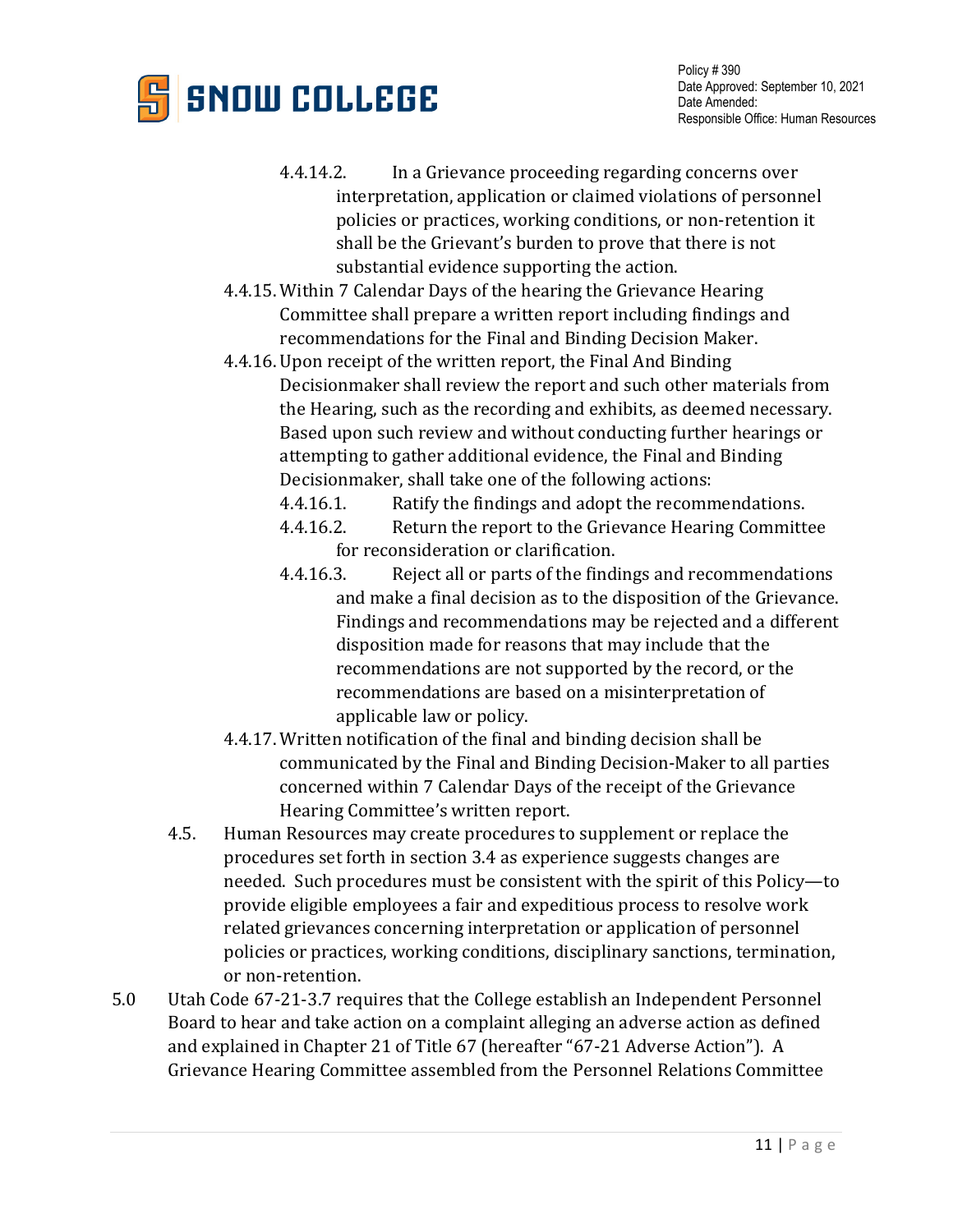4.4.14.2. In a Grievance proceeding regarding concerns over interpretation, application or claimed violations of personnel policies or practices, working conditions, or non-retention it shall be the Grievant's burden to prove that there is not substantial evidence supporting the action.

4.4.15. Within 7 Calendar Days of the hearing the Grievance Hearing Committee shall prepare a written report including findings and recommendations for the Final and Binding Decision Maker.

4.4.16. Upon receipt of the written report, the Final And Binding Decisionmaker shall review the report and such other materials from the Hearing, such as the recording and exhibits, as deemed necessary. Based upon such review and without conducting further hearings or attempting to gather additional evidence, the Final and Binding Decisionmaker, shall take one of the following actions:

4.4.16.1. Ratify the findings and adopt the recommendations.

4.4.16.2. Return the report to the Grievance Hearing Committee for reconsideration or clarification.

4.4.16.3. Reject all or parts of the findings and recommendations and make a final decision as to the disposition of the Grievance. Findings and recommendations may be rejected and a different disposition made for reasons that may include that the recommendations are not supported by the record, or the recommendations are based on a misinterpretation of applicable law or policy.

4.4.17. Written notification of the final and binding decision shall be communicated by the Final and Binding Decision-Maker to all parties concerned within 7 Calendar Days of the receipt of the Grievance Hearing Committee's written report.

4.5. Human Resources may create procedures to supplement or replace the procedures set forth in section 3.4 as experience suggests changes are needed. Such procedures must be consistent with the spirit of this Policy—to provide eligible employees a fair and expeditious process to resolve work related grievances concerning interpretation or application of personnel policies or practices, working conditions, disciplinary sanctions, termination, or non-retention.

5.0 Utah Code 67-21-3.7 requires that the College establish an Independent Personnel Board to hear and take action on a complaint alleging an adverse action as defined and explained in Chapter 21 of Title 67 (hereafter "67-21 Adverse Action"). A Grievance Hearing Committee assembled from the Personnel Relations Committee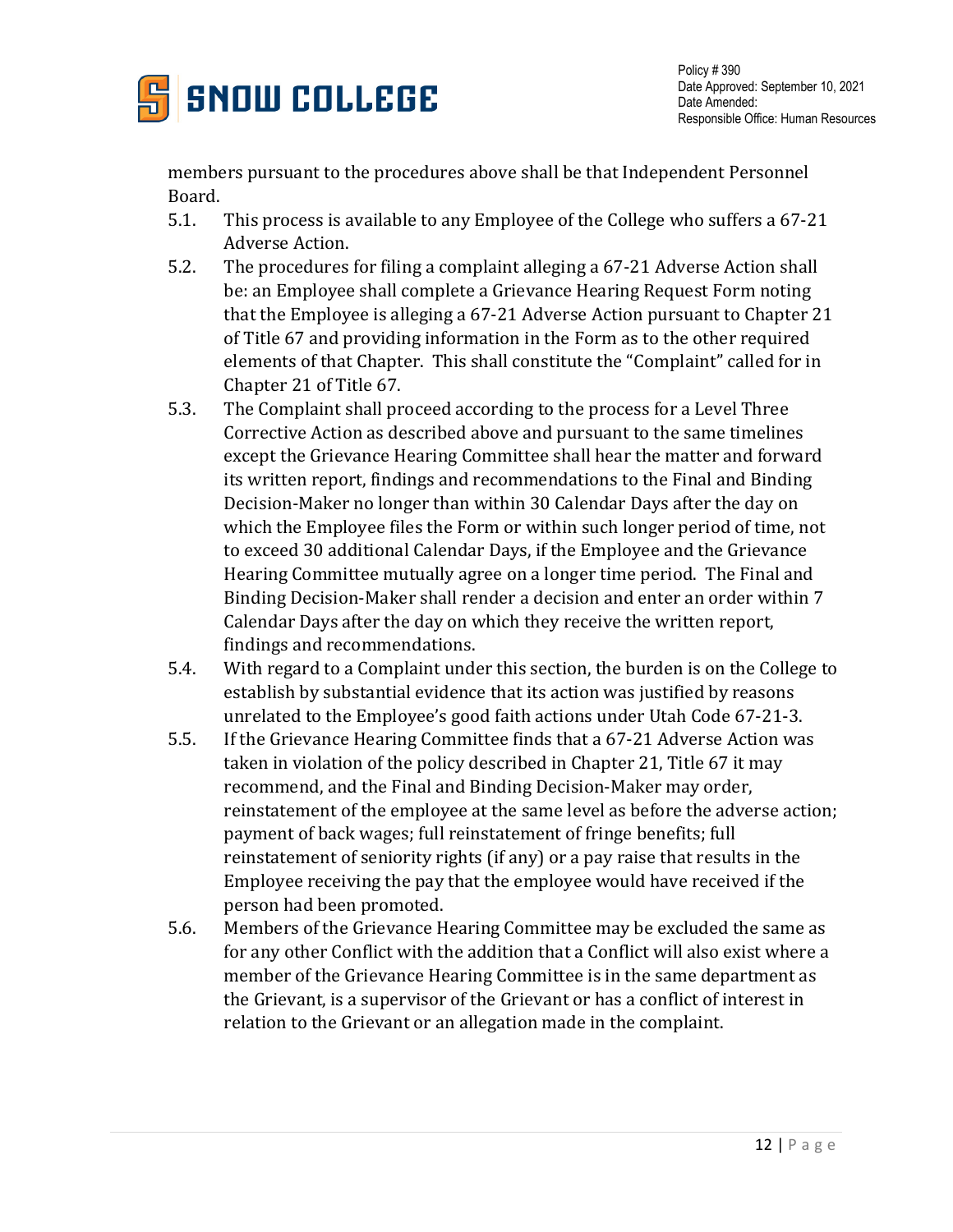members pursuant to the procedures above shall be that Independent Personnel Board.

5.1. This process is available to any Employee of the College who suffers a 67-21 Adverse Action.

5.2. The procedures for filing a complaint alleging a 67-21 Adverse Action shall be: an Employee shall complete a Grievance Hearing Request Form noting that the Employee is alleging a 67-21 Adverse Action pursuant to Chapter 21 of Title 67 and providing information in the Form as to the other required elements of that Chapter. This shall constitute the "Complaint" called for in Chapter 21 of Title 67.

5.3. The Complaint shall proceed according to the process for a Level Three Corrective Action as described above and pursuant to the same timelines except the Grievance Hearing Committee shall hear the matter and forward its written report, findings and recommendations to the Final and Binding Decision-Maker no longer than within 30 Calendar Days after the day on which the Employee files the Form or within such longer period of time, not to exceed 30 additional Calendar Days, if the Employee and the Grievance Hearing Committee mutually agree on a longer time period. The Final and Binding Decision-Maker shall render a decision and enter an order within 7 Calendar Days after the day on which they receive the written report, findings and recommendations.

5.4. With regard to a Complaint under this section, the burden is on the College to establish by substantial evidence that its action was justified by reasons unrelated to the Employee's good faith actions under Utah Code 67-21-3.

5.5. If the Grievance Hearing Committee finds that a 67-21 Adverse Action was taken in violation of the policy described in Chapter 21, Title 67 it may recommend, and the Final and Binding Decision-Maker may order, reinstatement of the employee at the same level as before the adverse action; payment of back wages; full reinstatement of fringe benefits; full reinstatement of seniority rights (if any) or a pay raise that results in the Employee receiving the pay that the employee would have received if the person had been promoted.

5.6. Members of the Grievance Hearing Committee may be excluded the same as for any other Conflict with the addition that a Conflict will also exist where a member of the Grievance Hearing Committee is in the same department as the Grievant, is a supervisor of the Grievant or has a conflict of interest in relation to the Grievant or an allegation made in the complaint.